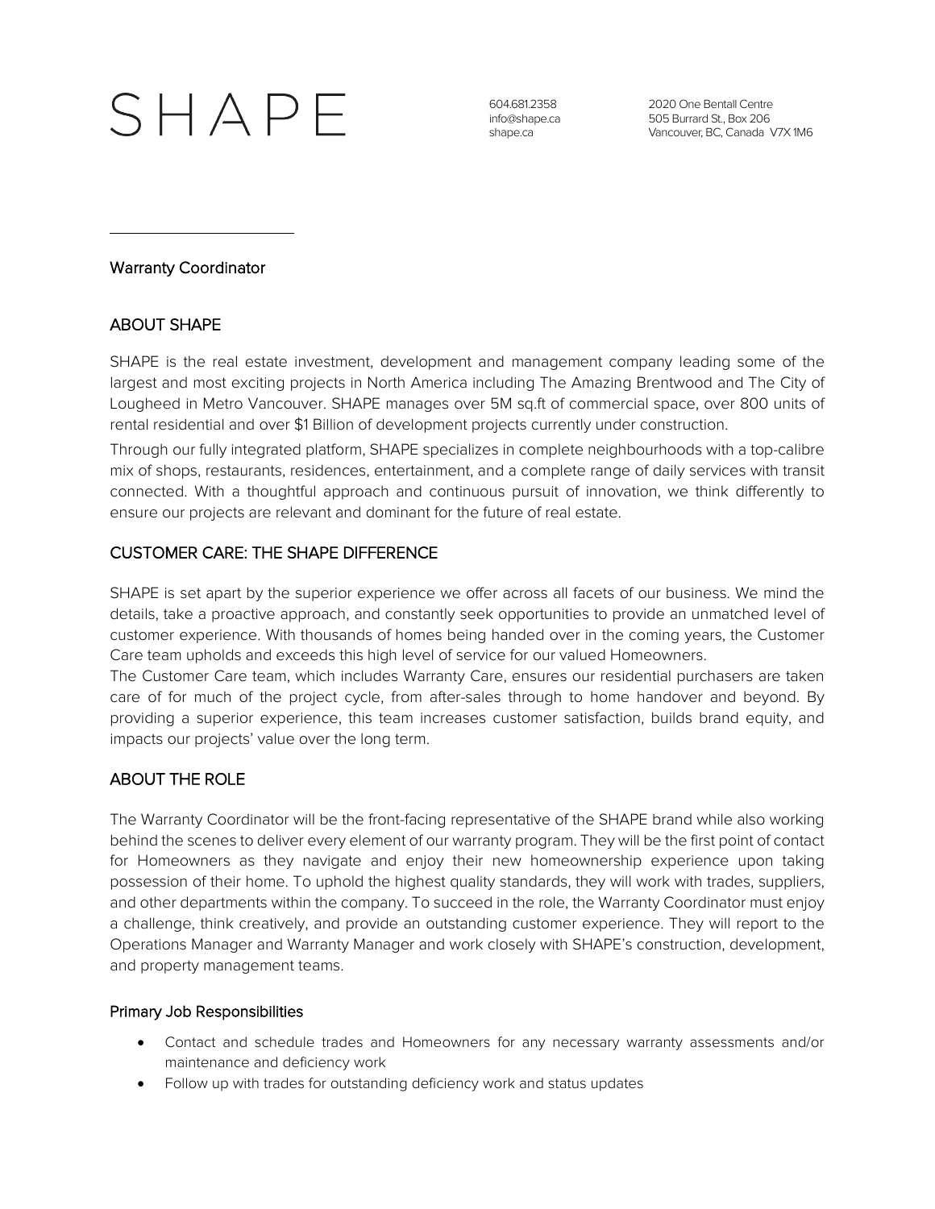# SHAPE

604.681.2358
info@shape.ca
shape.ca

2020 One Bentall Centre
505 Burrard St., Box 206
Vancouver, BC, Canada V7X 1M6

---

## Warranty Coordinator

## ABOUT SHAPE

SHAPE is the real estate investment, development and management company leading some of the largest and most exciting projects in North America including The Amazing Brentwood and The City of Lougheed in Metro Vancouver. SHAPE manages over 5M sq.ft of commercial space, over 800 units of rental residential and over $1 Billion of development projects currently under construction.

Through our fully integrated platform, SHAPE specializes in complete neighbourhoods with a top-calibre mix of shops, restaurants, residences, entertainment, and a complete range of daily services with transit connected. With a thoughtful approach and continuous pursuit of innovation, we think differently to ensure our projects are relevant and dominant for the future of real estate.

## CUSTOMER CARE: THE SHAPE DIFFERENCE

SHAPE is set apart by the superior experience we offer across all facets of our business. We mind the details, take a proactive approach, and constantly seek opportunities to provide an unmatched level of customer experience. With thousands of homes being handed over in the coming years, the Customer Care team upholds and exceeds this high level of service for our valued Homeowners.

The Customer Care team, which includes Warranty Care, ensures our residential purchasers are taken care of for much of the project cycle, from after-sales through to home handover and beyond. By providing a superior experience, this team increases customer satisfaction, builds brand equity, and impacts our projects' value over the long term.

## ABOUT THE ROLE

The Warranty Coordinator will be the front-facing representative of the SHAPE brand while also working behind the scenes to deliver every element of our warranty program. They will be the first point of contact for Homeowners as they navigate and enjoy their new homeownership experience upon taking possession of their home. To uphold the highest quality standards, they will work with trades, suppliers, and other departments within the company. To succeed in the role, the Warranty Coordinator must enjoy a challenge, think creatively, and provide an outstanding customer experience. They will report to the Operations Manager and Warranty Manager and work closely with SHAPE's construction, development, and property management teams.

### Primary Job Responsibilities

- Contact and schedule trades and Homeowners for any necessary warranty assessments and/or maintenance and deficiency work
- Follow up with trades for outstanding deficiency work and status updates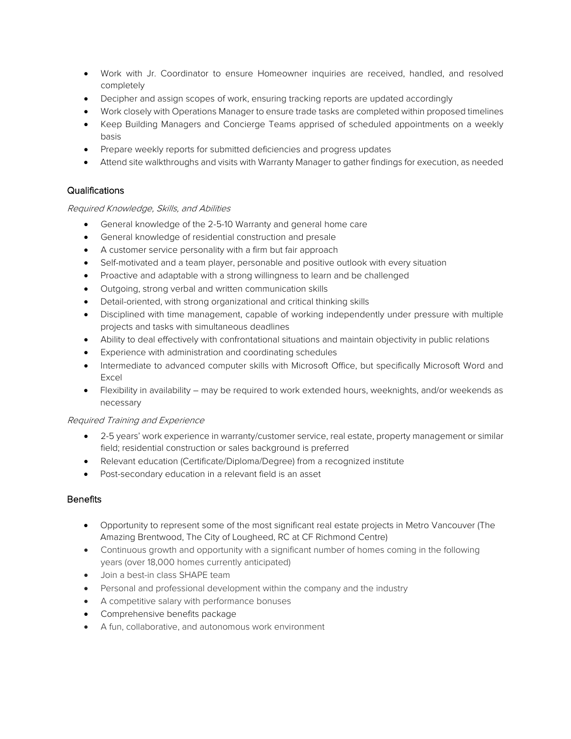- Work with Jr. Coordinator to ensure Homeowner inquiries are received, handled, and resolved completely
- Decipher and assign scopes of work, ensuring tracking reports are updated accordingly
- Work closely with Operations Manager to ensure trade tasks are completed within proposed timelines
- Keep Building Managers and Concierge Teams apprised of scheduled appointments on a weekly basis
- Prepare weekly reports for submitted deficiencies and progress updates
- Attend site walkthroughs and visits with Warranty Manager to gather findings for execution, as needed

## Qualifications

*Required Knowledge, Skills, and Abilities*

- General knowledge of the 2-5-10 Warranty and general home care
- General knowledge of residential construction and presale
- A customer service personality with a firm but fair approach
- Self-motivated and a team player, personable and positive outlook with every situation
- Proactive and adaptable with a strong willingness to learn and be challenged
- Outgoing, strong verbal and written communication skills
- Detail-oriented, with strong organizational and critical thinking skills
- Disciplined with time management, capable of working independently under pressure with multiple projects and tasks with simultaneous deadlines
- Ability to deal effectively with confrontational situations and maintain objectivity in public relations
- Experience with administration and coordinating schedules
- Intermediate to advanced computer skills with Microsoft Office, but specifically Microsoft Word and Excel
- Flexibility in availability – may be required to work extended hours, weeknights, and/or weekends as necessary

*Required Training and Experience*

- 2-5 years' work experience in warranty/customer service, real estate, property management or similar field; residential construction or sales background is preferred
- Relevant education (Certificate/Diploma/Degree) from a recognized institute
- Post-secondary education in a relevant field is an asset

## Benefits

- Opportunity to represent some of the most significant real estate projects in Metro Vancouver (The Amazing Brentwood, The City of Lougheed, RC at CF Richmond Centre)
- Continuous growth and opportunity with a significant number of homes coming in the following years (over 18,000 homes currently anticipated)
- Join a best-in class SHAPE team
- Personal and professional development within the company and the industry
- A competitive salary with performance bonuses
- Comprehensive benefits package
- A fun, collaborative, and autonomous work environment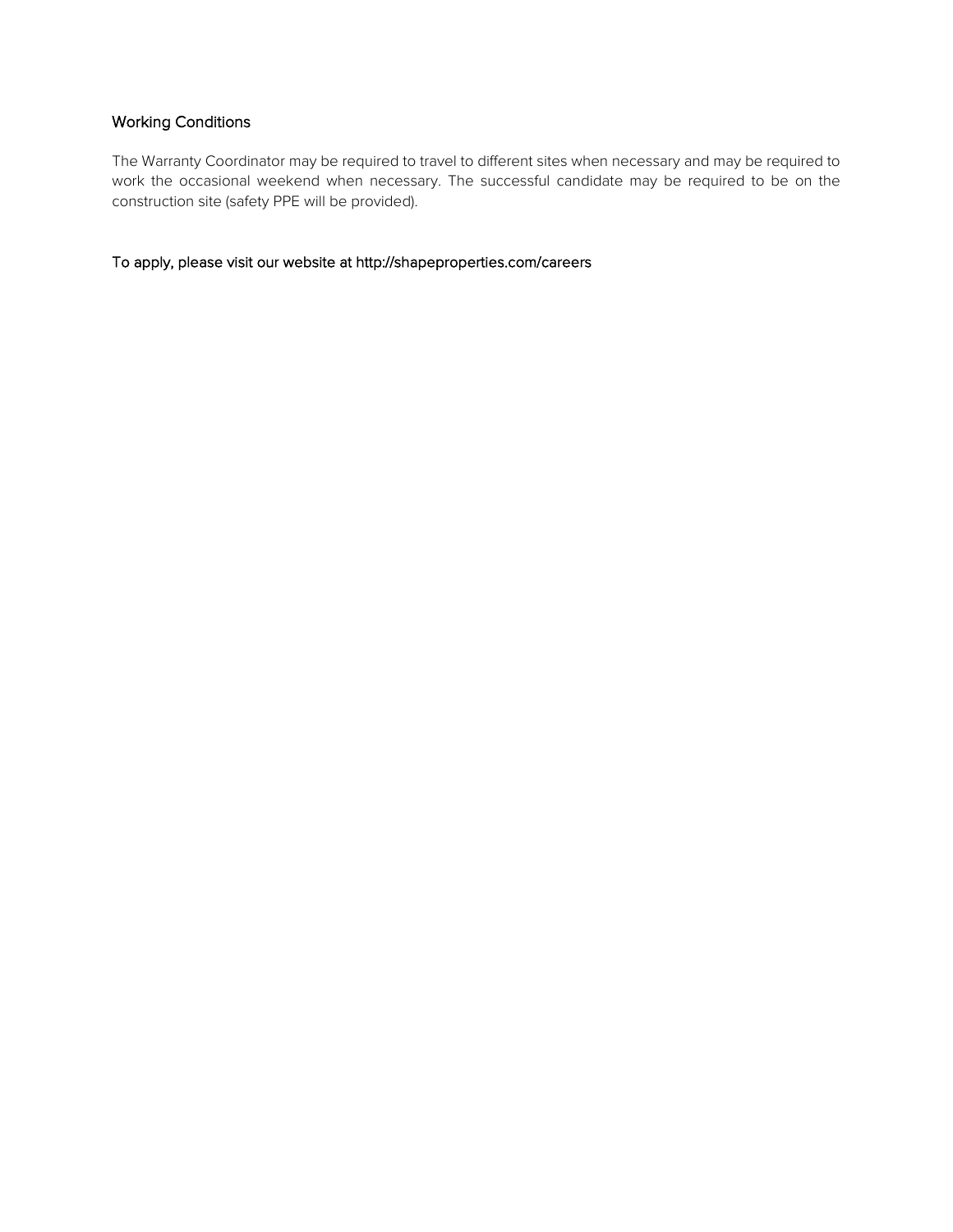## Working Conditions

The Warranty Coordinator may be required to travel to different sites when necessary and may be required to work the occasional weekend when necessary. The successful candidate may be required to be on the construction site (safety PPE will be provided).

To apply, please visit our website at http://shapeproperties.com/careers